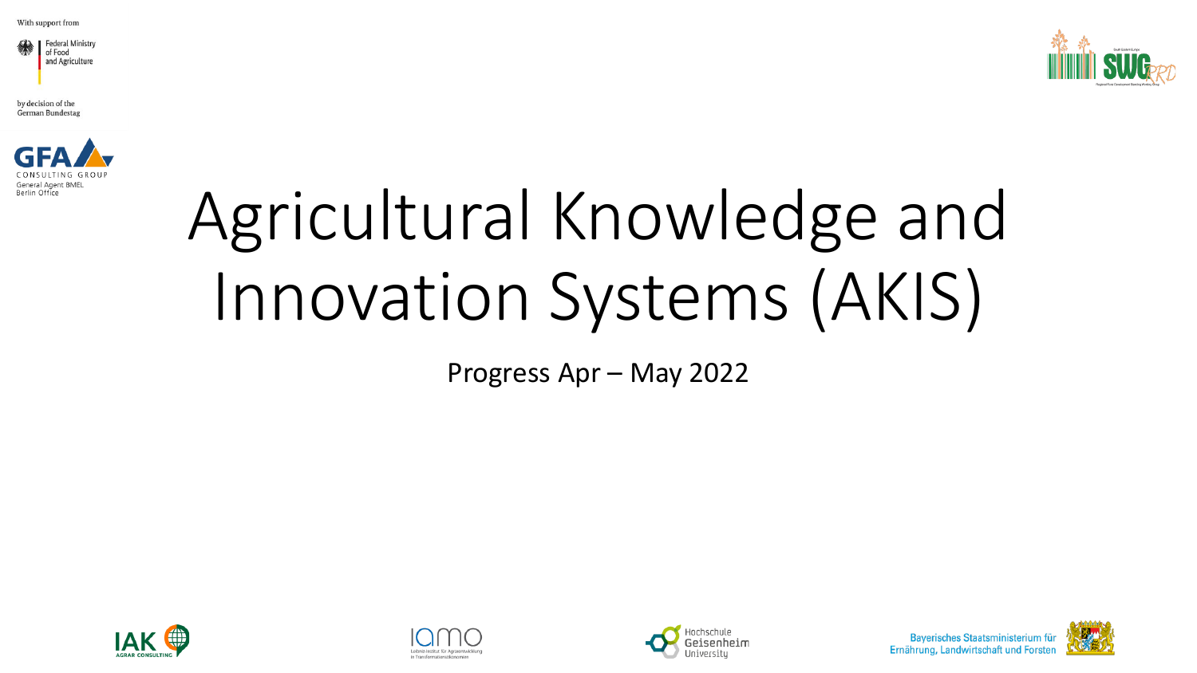With support from

Federal Ministry of Food and Agriculture

by decision of the German Bundestag

GFA CONSULTING GROUP
General Agent BMEL
Berlin Office

# Agricultural Knowledge and Innovation Systems (AKIS)

Progress Apr – May 2022

IAK AGRAR CONSULTING

iamo Leibniz-Institut für Agrarentwicklung in Transformationsökonomien

Hochschule Geisenheim University

Bayerisches Staatsministerium für Ernährung, Landwirtschaft und Forsten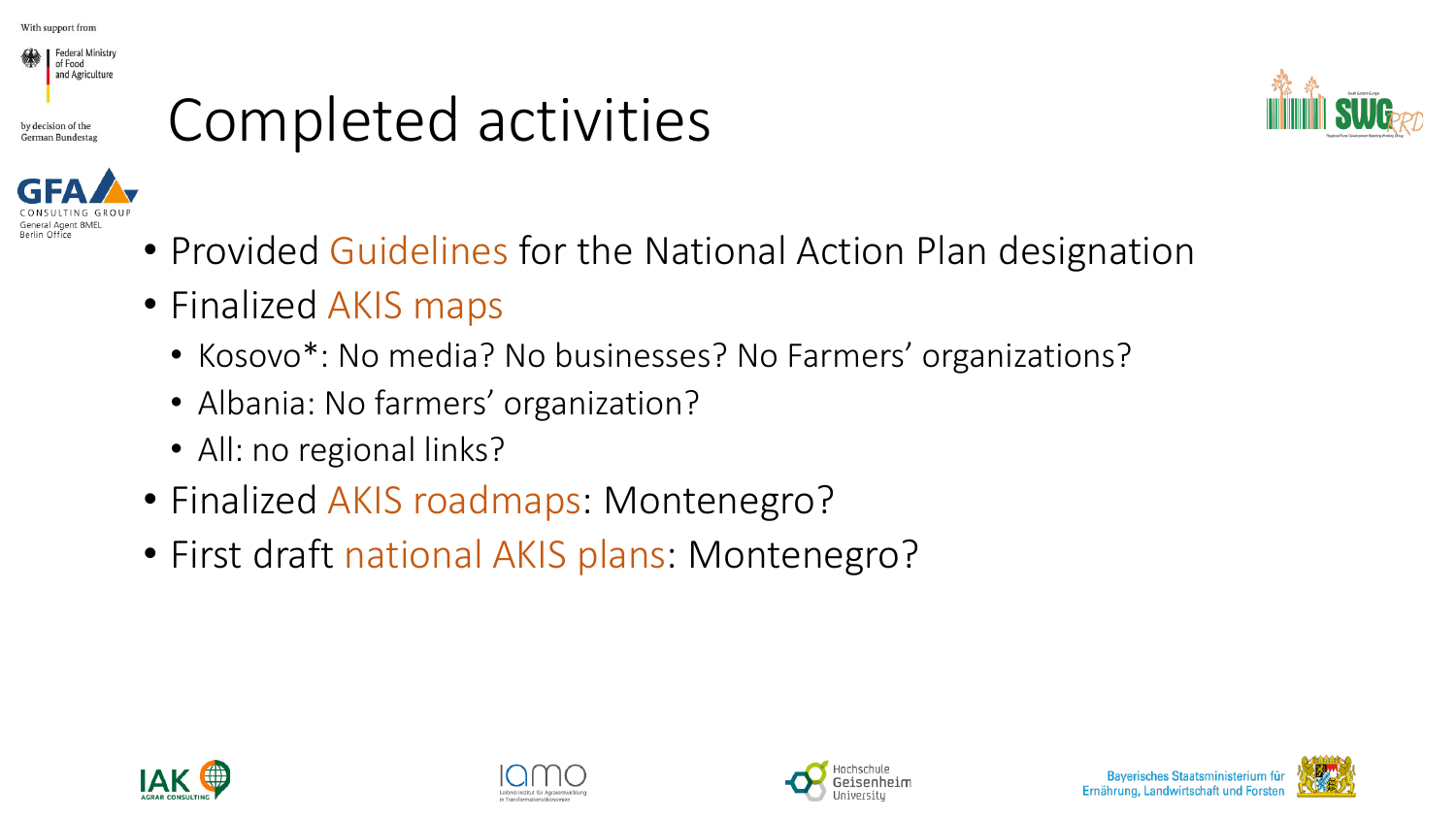# Completed activities

- Provided Guidelines for the National Action Plan designation
- Finalized AKIS maps
  - Kosovo*: No media? No businesses? No Farmers' organizations?
  - Albania: No farmers' organization?
  - All: no regional links?
- Finalized AKIS roadmaps: Montenegro?
- First draft national AKIS plans: Montenegro?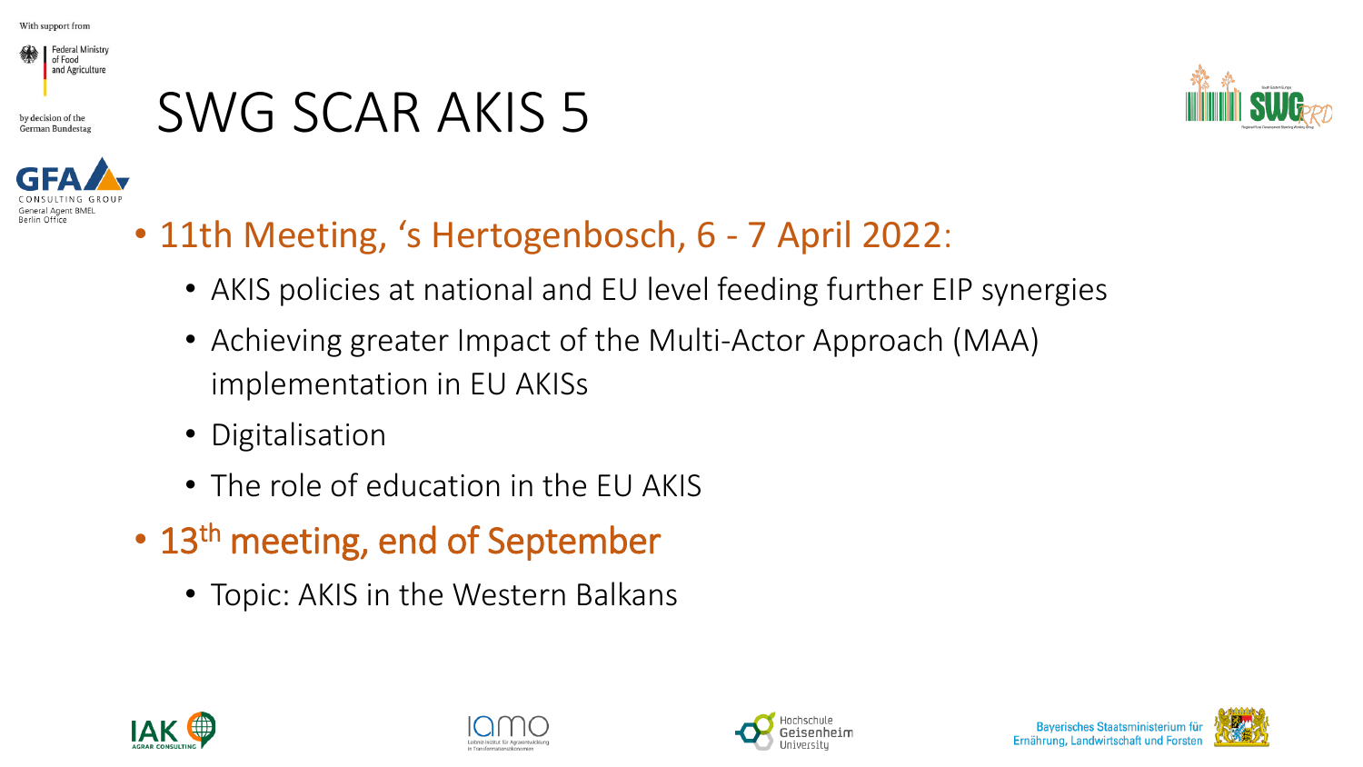# SWG SCAR AKIS 5

- 11th Meeting, 's Hertogenbosch, 6 - 7 April 2022:
  - AKIS policies at national and EU level feeding further EIP synergies
  - Achieving greater Impact of the Multi-Actor Approach (MAA) implementation in EU AKISs
  - Digitalisation
  - The role of education in the EU AKIS
- 13th meeting, end of September
  - Topic: AKIS in the Western Balkans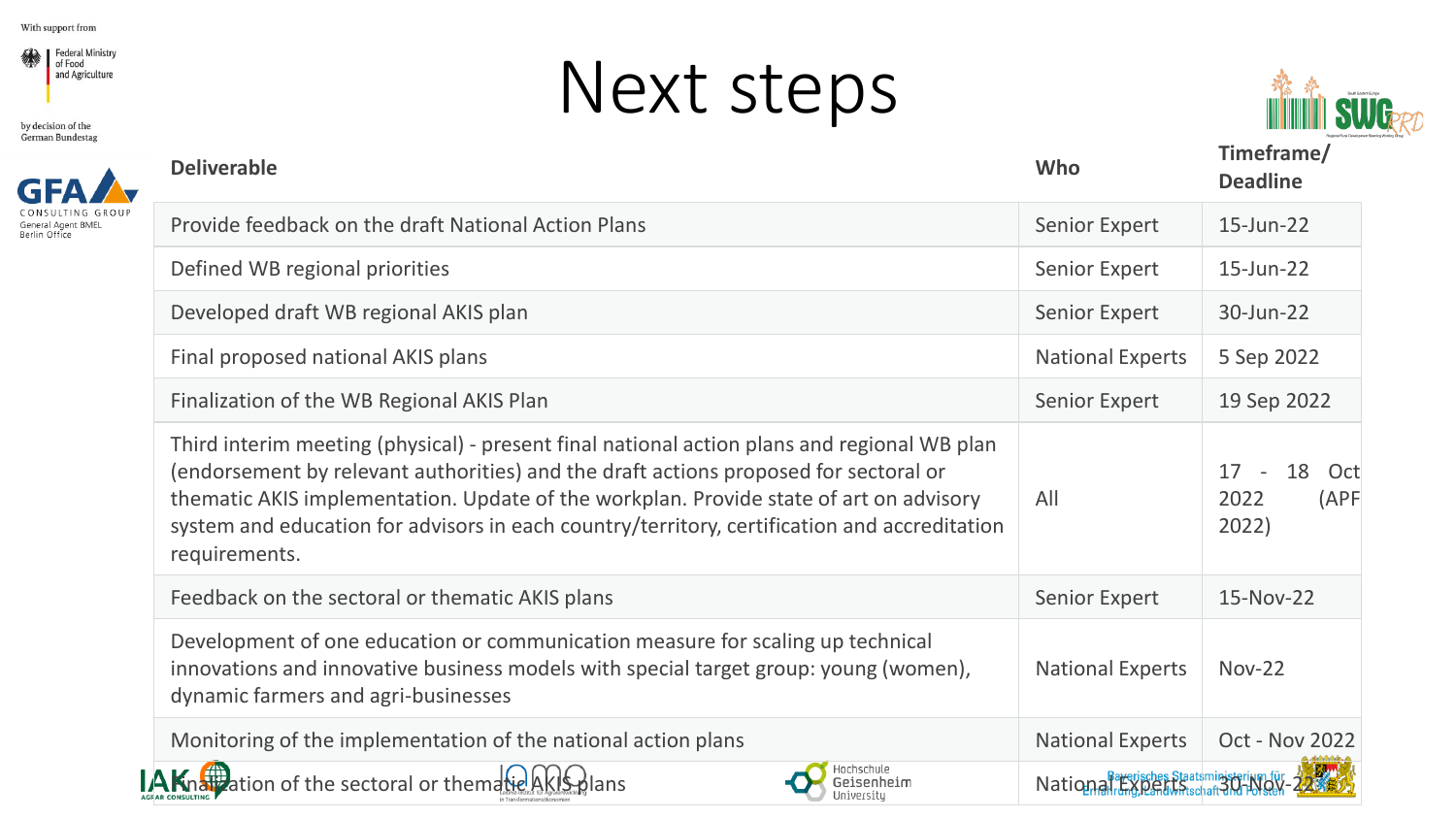With support from

Federal Ministry of Food and Agriculture

by decision of the German Bundestag

GFA CONSULTING GROUP
General Agent BMEL
Berlin Office

# Next steps

| Deliverable | Who | Timeframe/ Deadline |
|---|---|---|
| Provide feedback on the draft National Action Plans | Senior Expert | 15-Jun-22 |
| Defined WB regional priorities | Senior Expert | 15-Jun-22 |
| Developed draft WB regional AKIS plan | Senior Expert | 30-Jun-22 |
| Final proposed national AKIS plans | National Experts | 5 Sep 2022 |
| Finalization of the WB Regional AKIS Plan | Senior Expert | 19 Sep 2022 |
| Third interim meeting (physical) - present final national action plans and regional WB plan (endorsement by relevant authorities) and the draft actions proposed for sectoral or thematic AKIS implementation. Update of the workplan. Provide state of art on advisory system and education for advisors in each country/territory, certification and accreditation requirements. | All | 17 - 18 Oct 2022 (APF 2022) |
| Feedback on the sectoral or thematic AKIS plans | Senior Expert | 15-Nov-22 |
| Development of one education or communication measure for scaling up technical innovations and innovative business models with special target group: young (women), dynamic farmers and agri-businesses | National Experts | Nov-22 |
| Monitoring of the implementation of the national action plans | National Experts | Oct - Nov 2022 |
| Finalization of the sectoral or thematic AKIS plans | National Experts | 30-Nov-22 |

IAK AGRAR CONSULTING

IAMO

Hochschule Geisenheim University

Bayerisches Staatsministerium für Ernährung, Landwirtschaft und Forsten